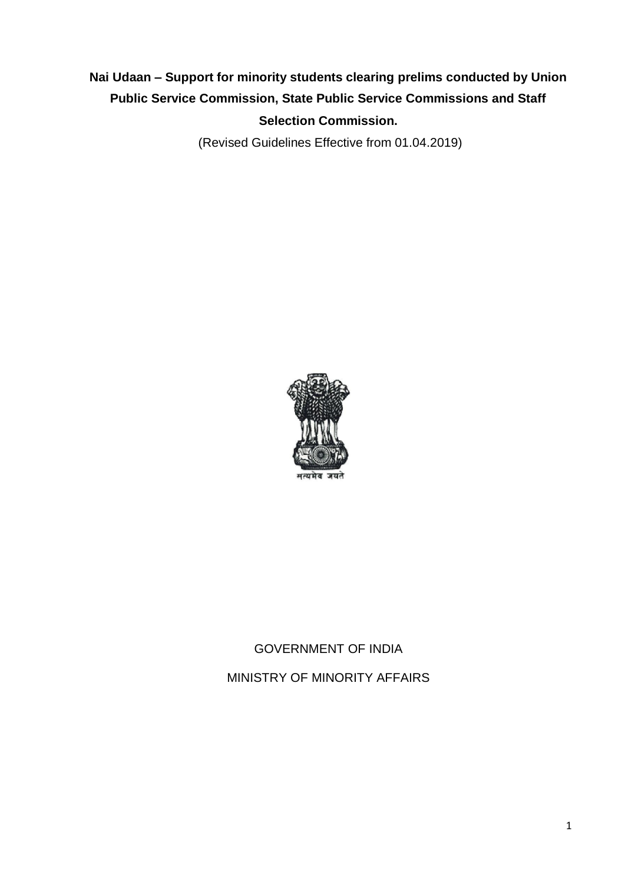# Nai Udaan – Support for minority students clearing prelims conducted by Union Public Service Commission, State Public Service Commissions and Staff Selection Commission.

(Revised Guidelines Effective from 01.04.2019)

सत्यमेव जयते

GOVERNMENT OF INDIA

MINISTRY OF MINORITY AFFAIRS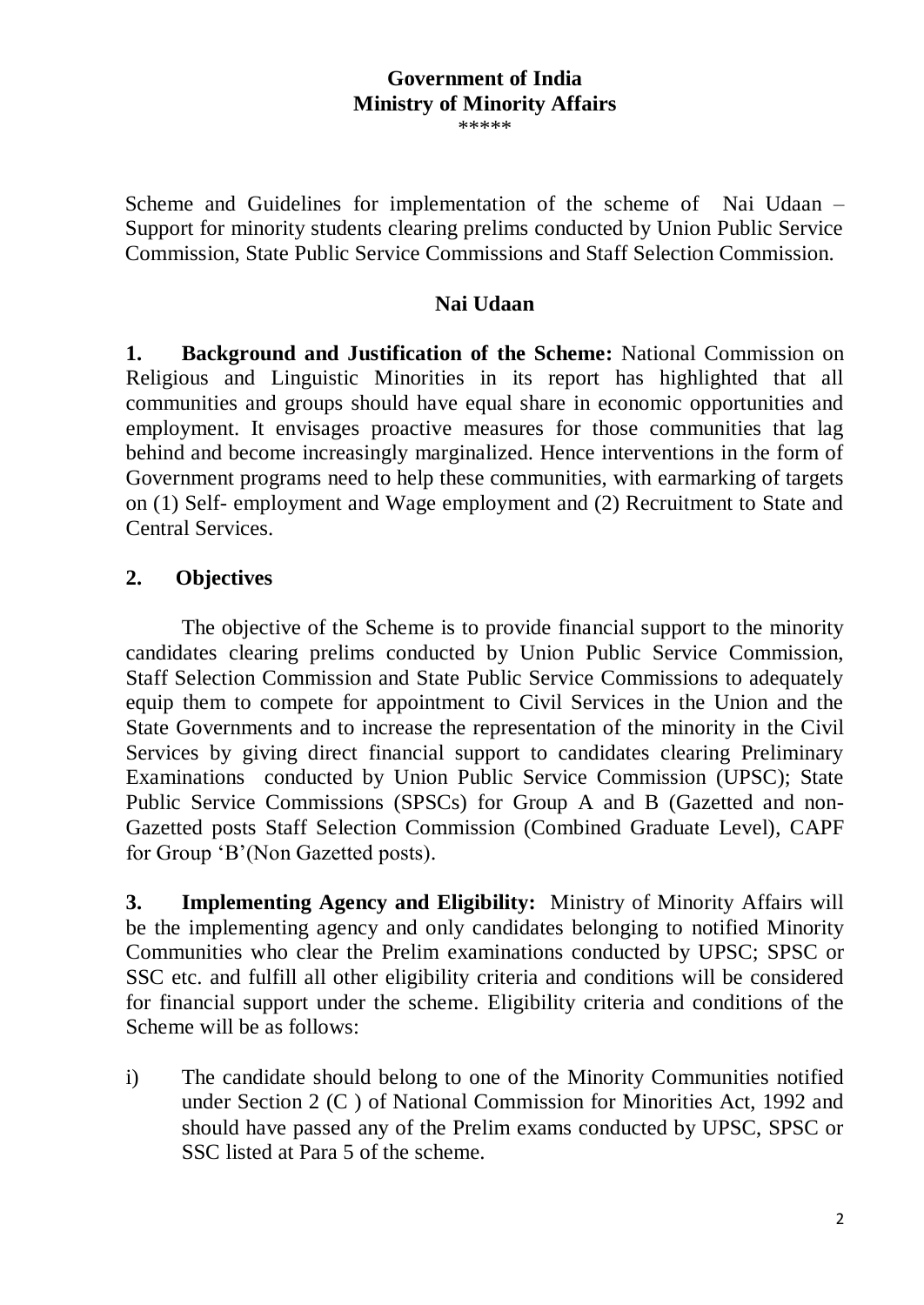**Government of India**
**Ministry of Minority Affairs**
*****

Scheme and Guidelines for implementation of the scheme of Nai Udaan – Support for minority students clearing prelims conducted by Union Public Service Commission, State Public Service Commissions and Staff Selection Commission.

**Nai Udaan**

**1. Background and Justification of the Scheme:** National Commission on Religious and Linguistic Minorities in its report has highlighted that all communities and groups should have equal share in economic opportunities and employment. It envisages proactive measures for those communities that lag behind and become increasingly marginalized. Hence interventions in the form of Government programs need to help these communities, with earmarking of targets on (1) Self- employment and Wage employment and (2) Recruitment to State and Central Services.

**2. Objectives**

The objective of the Scheme is to provide financial support to the minority candidates clearing prelims conducted by Union Public Service Commission, Staff Selection Commission and State Public Service Commissions to adequately equip them to compete for appointment to Civil Services in the Union and the State Governments and to increase the representation of the minority in the Civil Services by giving direct financial support to candidates clearing Preliminary Examinations conducted by Union Public Service Commission (UPSC); State Public Service Commissions (SPSCs) for Group A and B (Gazetted and non-Gazetted posts Staff Selection Commission (Combined Graduate Level), CAPF for Group 'B'(Non Gazetted posts).

**3. Implementing Agency and Eligibility:** Ministry of Minority Affairs will be the implementing agency and only candidates belonging to notified Minority Communities who clear the Prelim examinations conducted by UPSC; SPSC or SSC etc. and fulfill all other eligibility criteria and conditions will be considered for financial support under the scheme. Eligibility criteria and conditions of the Scheme will be as follows:

i) The candidate should belong to one of the Minority Communities notified under Section 2 (C ) of National Commission for Minorities Act, 1992 and should have passed any of the Prelim exams conducted by UPSC, SPSC or SSC listed at Para 5 of the scheme.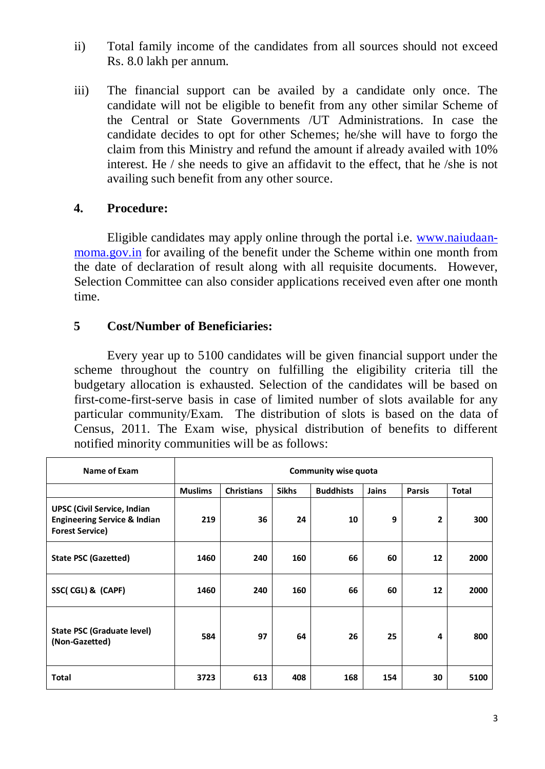ii) Total family income of the candidates from all sources should not exceed Rs. 8.0 lakh per annum.

iii) The financial support can be availed by a candidate only once. The candidate will not be eligible to benefit from any other similar Scheme of the Central or State Governments /UT Administrations. In case the candidate decides to opt for other Schemes; he/she will have to forgo the claim from this Ministry and refund the amount if already availed with 10% interest. He / she needs to give an affidavit to the effect, that he /she is not availing such benefit from any other source.

## 4. Procedure:

Eligible candidates may apply online through the portal i.e. [www.naiudaan-moma.gov.in](http://www.naiudaan-moma.gov.in) for availing of the benefit under the Scheme within one month from the date of declaration of result along with all requisite documents. However, Selection Committee can also consider applications received even after one month time.

## 5 Cost/Number of Beneficiaries:

Every year up to 5100 candidates will be given financial support under the scheme throughout the country on fulfilling the eligibility criteria till the budgetary allocation is exhausted. Selection of the candidates will be based on first-come-first-serve basis in case of limited number of slots available for any particular community/Exam. The distribution of slots is based on the data of Census, 2011. The Exam wise, physical distribution of benefits to different notified minority communities will be as follows:

| Name of Exam | Community wise quota | | | | | | |
|---|---|---|---|---|---|---|---|
| | Muslims | Christians | Sikhs | Buddhists | Jains | Parsis | Total |
| UPSC (Civil Service, Indian Engineering Service & Indian Forest Service) | 219 | 36 | 24 | 10 | 9 | 2 | 300 |
| State PSC (Gazetted) | 1460 | 240 | 160 | 66 | 60 | 12 | 2000 |
| SSC( CGL) & (CAPF) | 1460 | 240 | 160 | 66 | 60 | 12 | 2000 |
| State PSC (Graduate level) (Non-Gazetted) | 584 | 97 | 64 | 26 | 25 | 4 | 800 |
| Total | 3723 | 613 | 408 | 168 | 154 | 30 | 5100 |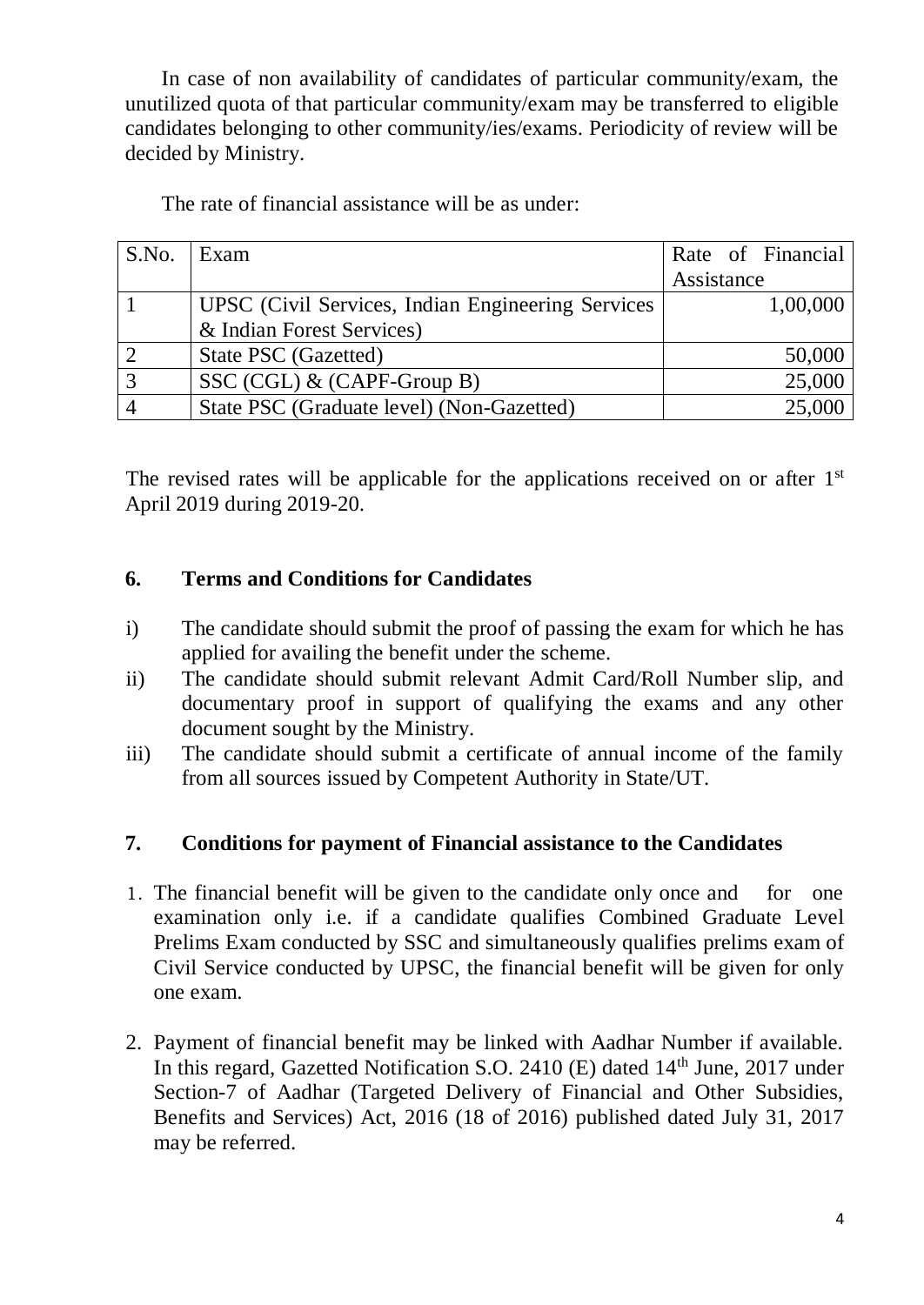In case of non availability of candidates of particular community/exam, the unutilized quota of that particular community/exam may be transferred to eligible candidates belonging to other community/ies/exams. Periodicity of review will be decided by Ministry.

The rate of financial assistance will be as under:

| S.No. | Exam | Rate of Financial Assistance |
|---|---|---|
| 1 | UPSC (Civil Services, Indian Engineering Services & Indian Forest Services) | 1,00,000 |
| 2 | State PSC (Gazetted) | 50,000 |
| 3 | SSC (CGL) & (CAPF-Group B) | 25,000 |
| 4 | State PSC (Graduate level) (Non-Gazetted) | 25,000 |

The revised rates will be applicable for the applications received on or after 1st April 2019 during 2019-20.

## 6. Terms and Conditions for Candidates

i) The candidate should submit the proof of passing the exam for which he has applied for availing the benefit under the scheme.

ii) The candidate should submit relevant Admit Card/Roll Number slip, and documentary proof in support of qualifying the exams and any other document sought by the Ministry.

iii) The candidate should submit a certificate of annual income of the family from all sources issued by Competent Authority in State/UT.

## 7. Conditions for payment of Financial assistance to the Candidates

1. The financial benefit will be given to the candidate only once and for one examination only i.e. if a candidate qualifies Combined Graduate Level Prelims Exam conducted by SSC and simultaneously qualifies prelims exam of Civil Service conducted by UPSC, the financial benefit will be given for only one exam.

2. Payment of financial benefit may be linked with Aadhar Number if available. In this regard, Gazetted Notification S.O. 2410 (E) dated 14th June, 2017 under Section-7 of Aadhar (Targeted Delivery of Financial and Other Subsidies, Benefits and Services) Act, 2016 (18 of 2016) published dated July 31, 2017 may be referred.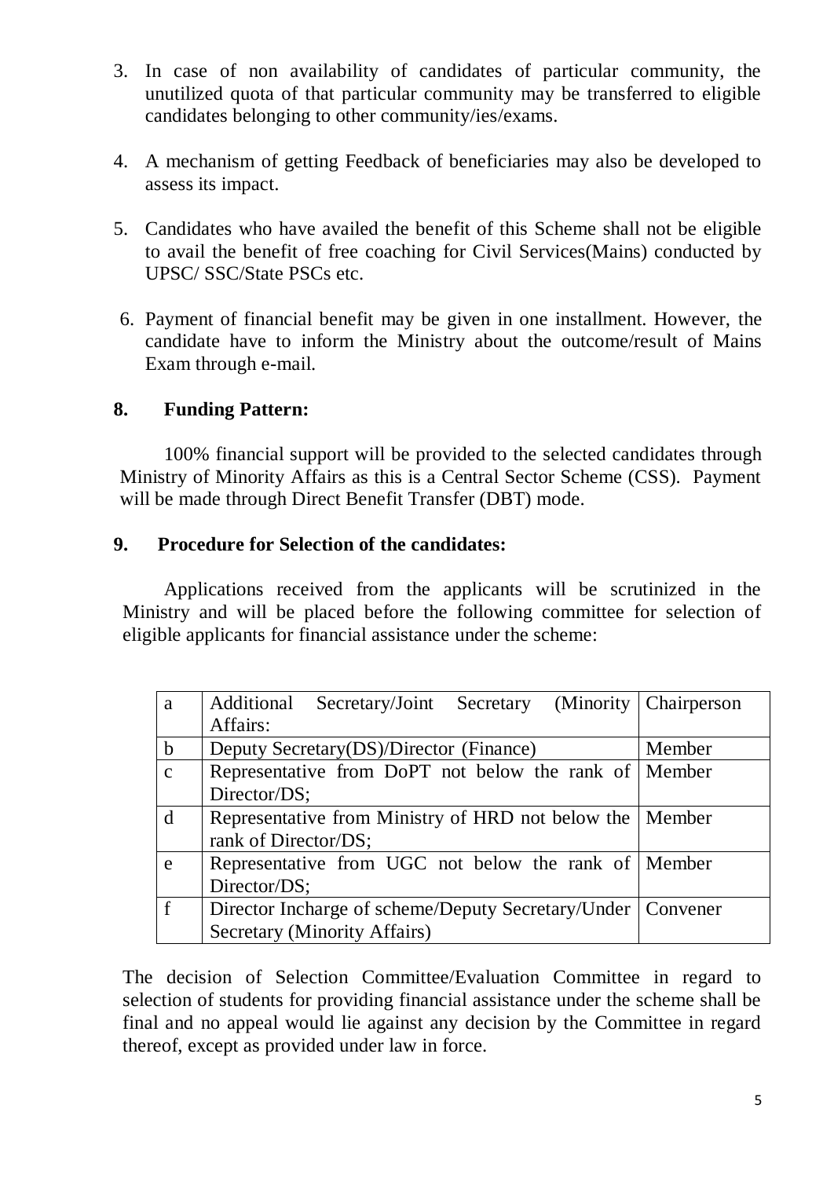3. In case of non availability of candidates of particular community, the unutilized quota of that particular community may be transferred to eligible candidates belonging to other community/ies/exams.

4. A mechanism of getting Feedback of beneficiaries may also be developed to assess its impact.

5. Candidates who have availed the benefit of this Scheme shall not be eligible to avail the benefit of free coaching for Civil Services(Mains) conducted by UPSC/ SSC/State PSCs etc.

6. Payment of financial benefit may be given in one installment. However, the candidate have to inform the Ministry about the outcome/result of Mains Exam through e-mail.

**8. Funding Pattern:**

100% financial support will be provided to the selected candidates through Ministry of Minority Affairs as this is a Central Sector Scheme (CSS). Payment will be made through Direct Benefit Transfer (DBT) mode.

**9. Procedure for Selection of the candidates:**

Applications received from the applicants will be scrutinized in the Ministry and will be placed before the following committee for selection of eligible applicants for financial assistance under the scheme:

| | | |
|---|---|---|
| a | Additional Secretary/Joint Secretary (Minority Affairs: | Chairperson |
| b | Deputy Secretary(DS)/Director (Finance) | Member |
| c | Representative from DoPT not below the rank of Director/DS; | Member |
| d | Representative from Ministry of HRD not below the rank of Director/DS; | Member |
| e | Representative from UGC not below the rank of Director/DS; | Member |
| f | Director Incharge of scheme/Deputy Secretary/Under Secretary (Minority Affairs) | Convener |

The decision of Selection Committee/Evaluation Committee in regard to selection of students for providing financial assistance under the scheme shall be final and no appeal would lie against any decision by the Committee in regard thereof, except as provided under law in force.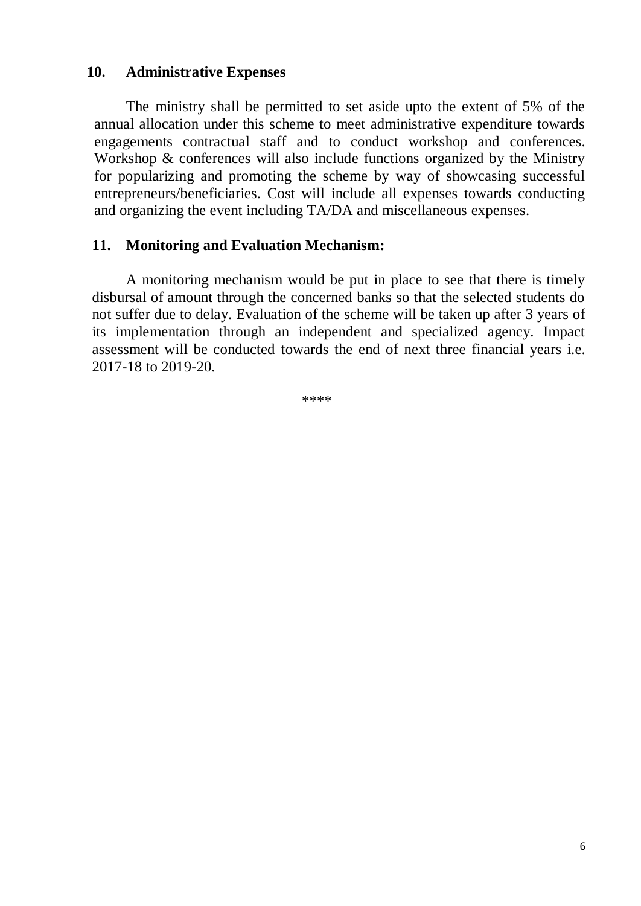## 10. Administrative Expenses

The ministry shall be permitted to set aside upto the extent of 5% of the annual allocation under this scheme to meet administrative expenditure towards engagements contractual staff and to conduct workshop and conferences. Workshop & conferences will also include functions organized by the Ministry for popularizing and promoting the scheme by way of showcasing successful entrepreneurs/beneficiaries. Cost will include all expenses towards conducting and organizing the event including TA/DA and miscellaneous expenses.

## 11. Monitoring and Evaluation Mechanism:

A monitoring mechanism would be put in place to see that there is timely disbursal of amount through the concerned banks so that the selected students do not suffer due to delay. Evaluation of the scheme will be taken up after 3 years of its implementation through an independent and specialized agency. Impact assessment will be conducted towards the end of next three financial years i.e. 2017-18 to 2019-20.

****